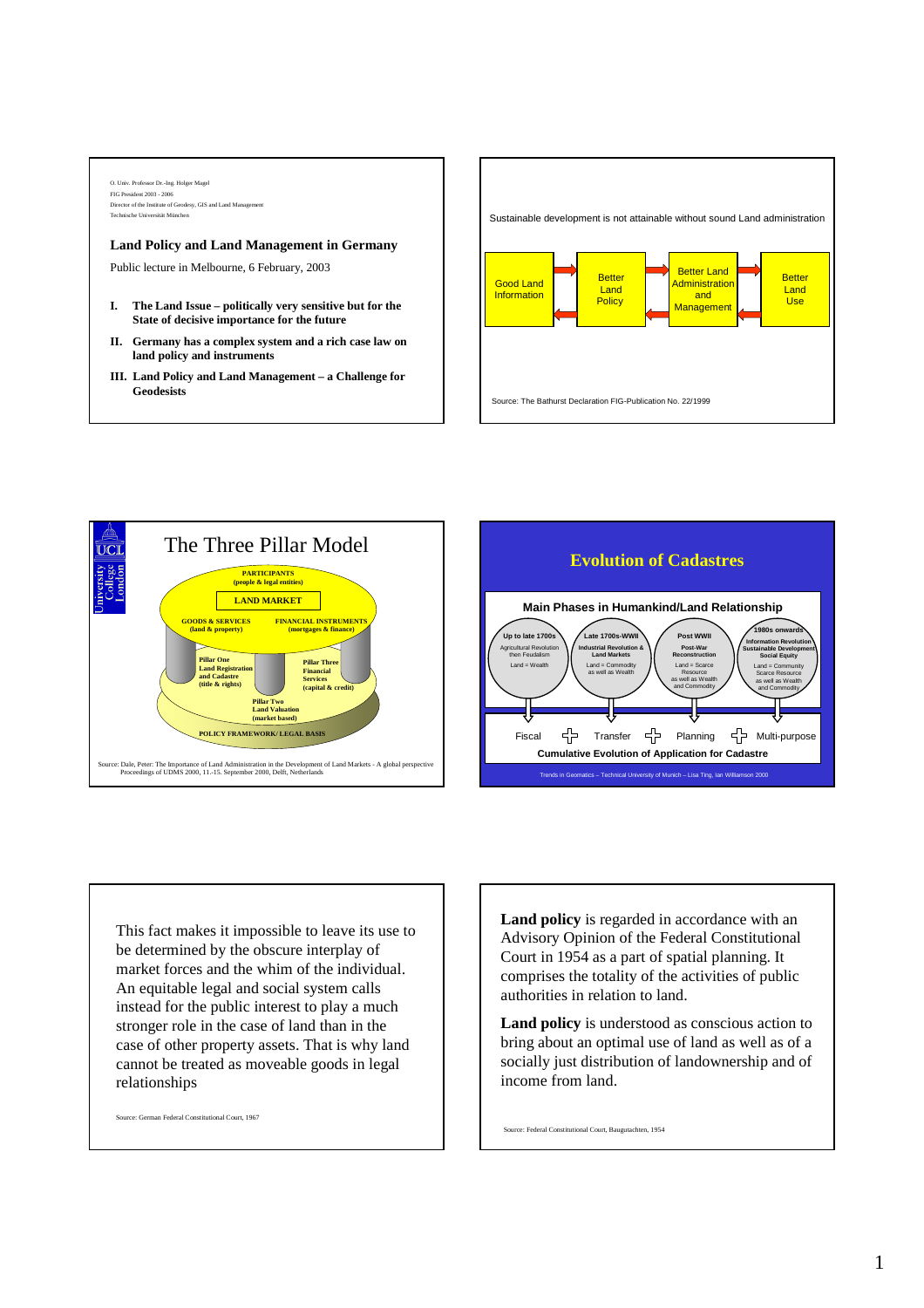O. Univ. Professor Dr.-Ing. Holger Magel
FIG President 2003 - 2006
Director of the Institute of Geodesy, GIS and Land Management
Technische Universität München

## Land Policy and Land Management in Germany

Public lecture in Melbourne, 6 February, 2003

- **I. The Land Issue – politically very sensitive but for the State of decisive importance for the future**
- **II. Germany has a complex system and a rich case law on land policy and instruments**
- **III. Land Policy and Land Management – a Challenge for Geodesists**

---

Sustainable development is not attainable without sound Land administration

Good Land Information ⇄ Better Land Policy ⇄ Better Land Administration and Management ⇄ Better Land Use

Source: The Bathurst Declaration FIG-Publication No. 22/1999

---

## The Three Pillar Model

**PARTICIPANTS (people & legal entities)**

**LAND MARKET**

**GOODS & SERVICES (land & property)**

**FINANCIAL INSTRUMENTS (mortgages & finance)**

**Pillar One** Land Registration and Cadastre (title & rights)

**Pillar Two** Land Valuation (market based)

**Pillar Three** Financial Services (capital & credit)

**POLICY FRAMEWORK/ LEGAL BASIS**

Source: Dale, Peter: The Importance of Land Administration in the Development of Land Markets - A global perspective Proceedings of UDMS 2000, 11.-15. September 2000, Delft, Netherlands

---

## Evolution of Cadastres

**Main Phases in Humankind/Land Relationship**

| **Up to late 1700s** | **Late 1700s-WWII** | **Post WWII** | **1980s onwards** |
|---|---|---|---|
| Agricultural Revolution then Feudalism | **Industrial Revolution & Land Markets** | **Post-War Reconstruction** | **Information Revolution Sustainable Development Social Equity** |
| Land = Wealth | Land = Commodity as well as Wealth | Land = Scarce Resource as well as Wealth and Commodity | Land = Community Scarce Resource as well as Wealth and Commodity |
| Fiscal | Transfer | Planning | Multi-purpose |

**Cumulative Evolution of Application for Cadastre**

Trends in Geomatics – Technical University of Munich – Lisa Ting, Ian Williamson 2000

---

This fact makes it impossible to leave its use to be determined by the obscure interplay of market forces and the whim of the individual. An equitable legal and social system calls instead for the public interest to play a much stronger role in the case of land than in the case of other property assets. That is why land cannot be treated as moveable goods in legal relationships

Source: German Federal Constitutional Court, 1967

---

**Land policy** is regarded in accordance with an Advisory Opinion of the Federal Constitutional Court in 1954 as a part of spatial planning. It comprises the totality of the activities of public authorities in relation to land.

**Land policy** is understood as conscious action to bring about an optimal use of land as well as of a socially just distribution of landownership and of income from land.

Source: Federal Constitutional Court, Baugutachten, 1954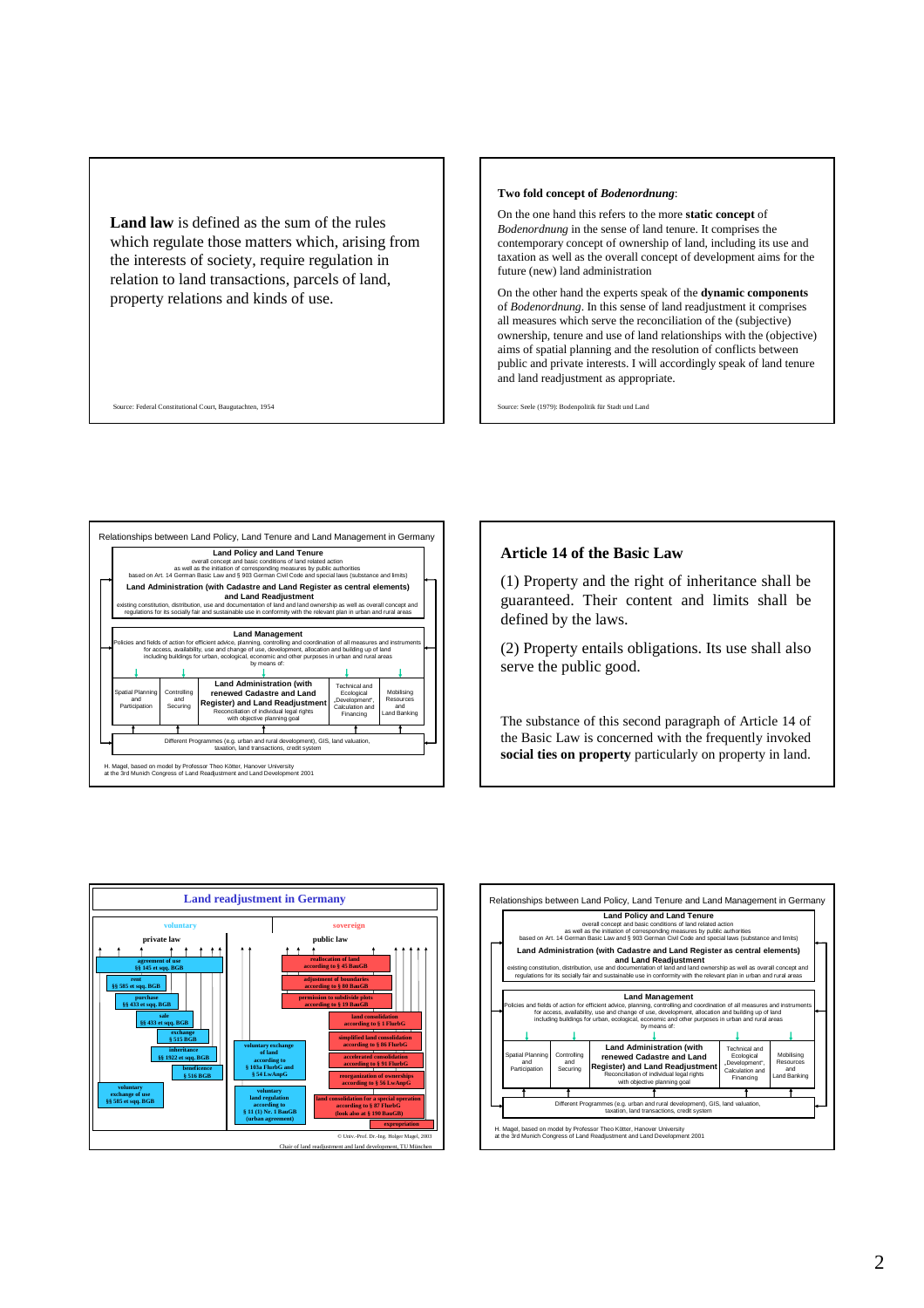**Land law** is defined as the sum of the rules which regulate those matters which, arising from the interests of society, require regulation in relation to land transactions, parcels of land, property relations and kinds of use.

Source: Federal Constitutional Court, Baugutachten, 1954

**Two fold concept of *Bodenordnung*:**

On the one hand this refers to the more **static concept** of *Bodenordnung* in the sense of land tenure. It comprises the contemporary concept of ownership of land, including its use and taxation as well as the overall concept of development aims for the future (new) land administration

On the other hand the experts speak of the **dynamic components** of *Bodenordnung*. In this sense of land readjustment it comprises all measures which serve the reconciliation of the (subjective) ownership, tenure and use of land relationships with the (objective) aims of spatial planning and the resolution of conflicts between public and private interests. I will accordingly speak of land tenure and land readjustment as appropriate.

Source: Seele (1979): Bodenpolitik für Stadt und Land

Relationships between Land Policy, Land Tenure and Land Management in Germany

**Land Policy and Land Tenure**
overall concept and basic conditions of land related action
as well as the initiation of corresponding measures by public authorities
based on Art. 14 German Basic Law and § 903 German Civil Code and special laws (substance and limits)

**Land Administration (with Cadastre and Land Register as central elements) and Land Readjustment**
existing constitution, distribution, use and documentation of land and land ownership as well as overall concept and regulations for its socially fair and sustainable use in conformity with the relevant plan in urban and rural areas

**Land Management**
Policies and fields of action for efficient advice, planning, controlling and coordination of all measures and instruments for access, availability, use and change of use, development, allocation and building up of land including buildings for urban, ecological, economic and other purposes in urban and rural areas
by means of:

| Spatial Planning and Participation | Controlling and Securing | **Land Administration (with renewed Cadastre and Land Register) and Land Readjustment** Reconciliation of individual legal rights with objective planning goal | Technical and Ecological „Development", Calculation and Financing | Mobilising Resources and Land Banking |
|---|---|---|---|---|

Different Programmes (e.g. urban and rural development), GIS, land valuation, taxation, land transactions, credit system

H. Magel, based on model by Professor Theo Kötter, Hanover University
at the 3rd Munich Congress of Land Readjustment and Land Development 2001

## Article 14 of the Basic Law

(1) Property and the right of inheritance shall be guaranteed. Their content and limits shall be defined by the laws.

(2) Property entails obligations. Its use shall also serve the public good.

The substance of this second paragraph of Article 14 of the Basic Law is concerned with the frequently invoked **social ties on property** particularly on property in land.

## Land readjustment in Germany

**voluntary** – private law:
- agreement of use §§ 145 et sqq. BGB
- rent §§ 585 et sqq. BGB
- purchase §§ 433 et sqq. BGB
- sale §§ 433 et sqq. BGB
- exchange § 515 BGB
- inheritance §§ 1922 et sqq. BGB
- beneficence § 516 BGB
- voluntary exchange of use §§ 585 et sqq. BGB

**sovereign** – public law:
- reallocation of land according to § 45 BauGB
- adjustment of boundaries according to § 80 BauGB
- permission to subdivide plots according to § 19 BauGB
- land consolidation according to § 1 FlurbG
- simplified land consolidation according to § 86 FlurbG
- accelerated consolidation according to § 91 FlurbG
- reorganization of ownerships according to § 56 LwAnpG
- land consolidation for a special operation according to § 87 FlurbG (look also at § 190 BauGB)
- expropriation

Intermediate:
- voluntary exchange of land according to § 103a FlurbG and § 54 LwAnpG
- voluntary land regulation according to § 11 (1) Nr. 1 BauGB (urban agreement)

© Univ.-Prof. Dr.-Ing. Holger Magel, 2003
Chair of land readjustment and land development, TU München

Relationships between Land Policy, Land Tenure and Land Management in Germany

**Land Policy and Land Tenure**
overall concept and basic conditions of land related action
as well as the initiation of corresponding measures by public authorities
based on Art. 14 German Basic Law and § 903 German Civil Code and special laws (substance and limits)

**Land Administration (with Cadastre and Land Register as central elements) and Land Readjustment**
existing constitution, distribution, use and documentation of land and land ownership as well as overall concept and regulations for its socially fair and sustainable use in conformity with the relevant plan in urban and rural areas

**Land Management**
Policies and fields of action for efficient advice, planning, controlling and coordination of all measures and instruments for access, availability, use and change of use, development, allocation and building up of land including buildings for urban, ecological, economic and other purposes in urban and rural areas
by means of:

| Spatial Planning and Participation | Controlling and Securing | **Land Administration (with renewed Cadastre and Land Register) and Land Readjustment** Reconciliation of individual legal rights with objective planning goal | Technical and Ecological „Development", Calculation and Financing | Mobilising Resources and Land Banking |
|---|---|---|---|---|

Different Programmes (e.g. urban and rural development), GIS, land valuation, taxation, land transactions, credit system

H. Magel, based on model by Professor Theo Kötter, Hanover University
at the 3rd Munich Congress of Land Readjustment and Land Development 2001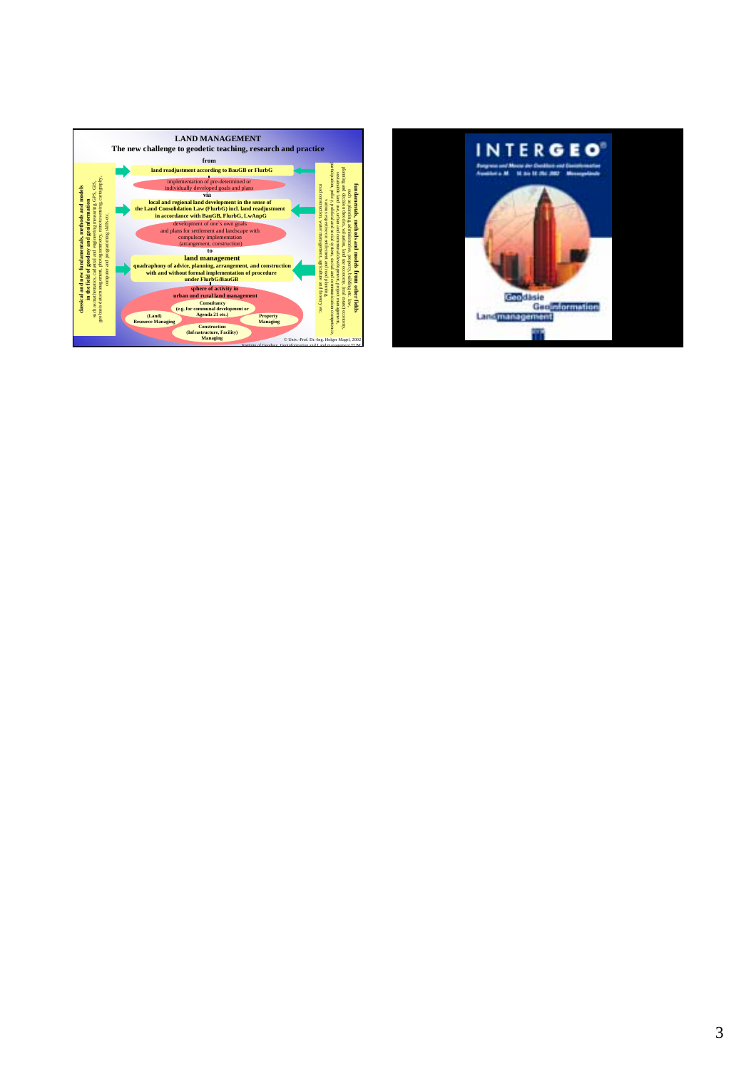## LAND MANAGEMENT

**The new challenge to geodetic teaching, research and practice**

**from**

**land readjustment according to BauGB or FlurbG**

implementation of pre-determined or individually developed goals and plans

**via**

**local and regional land development in the sense of the Land Consolidation Law (FlurbG) incl. land readjustment in accordance with BauGB, FlurbG, LwAnpG**

development of one´s own goals and plans for settlement and landscape with compulsory implementation (arrangement, construction)

**to**

**land management**

**quadraphony of advice, planning, arrangement, and construction with and without formal implementation of procedure under FlurbG/BauGB**

**sphere of activity in urban und rural land management**

- **Consultancy** (e.g. for communal development or Agenda 21 etc.)
- **(Land) Resource Managing**
- **Property Managing**
- **Construction (Infrastructure, Facility) Managing**

**classical and new fundamentals, methods and models in the field of geodesy and geoinformation**

such as mathematics, cadastral and engineering measuring, GPS, GIS, geo basis data management, photogrammetry, remote sensing, cartography, computer and programming skills etc.

**fundamentals, methods and models from other fields**

planning and decision theories, soil science, land use economy, (real estate) economy, real estate valuation, real estate and property law, building law, law, sustainable land use, urban and communal development planning, participation, policy, political and social sciences, social and communication competence, various expertise on settlement and road planning, road construction, water management, agriculture and forestry etc.

© Univ.-Prof. Dr.-Ing. Holger Magel, 2002

Institute of Geodesy, Geoinformation and Land management TUM

**INTERGEO®**

Kongress und Messe der Geodäsie und Geoinformation

Frankfurt a. M. 16. bis 18. Okt. 2002 Messegelände

Geodäsie

Geoinformation

Landmanagement